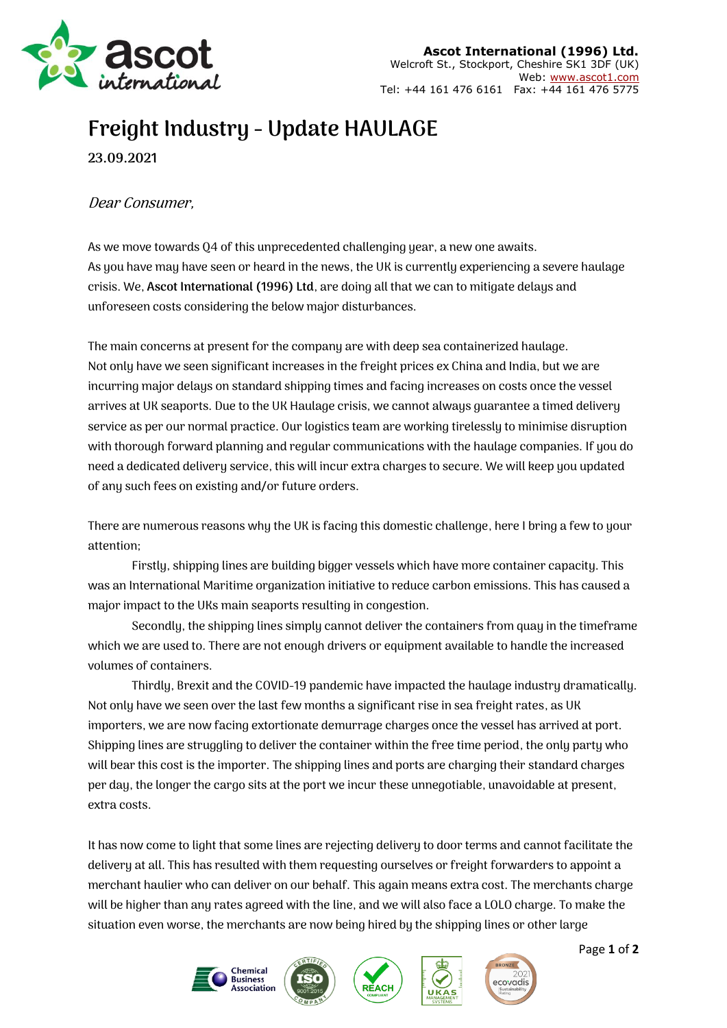**Ascot International (1996) Ltd.**
Welcroft St., Stockport, Cheshire SK1 3DF (UK)
Web: www.ascot1.com
Tel: +44 161 476 6161 Fax: +44 161 476 5775

# Freight Industry - Update HAULAGE

**23.09.2021**

*Dear Consumer,*

As we move towards Q4 of this unprecedented challenging year, a new one awaits.
As you have may have seen or heard in the news, the UK is currently experiencing a severe haulage crisis. We, **Ascot International (1996) Ltd**, are doing all that we can to mitigate delays and unforeseen costs considering the below major disturbances.

The main concerns at present for the company are with deep sea containerized haulage.
Not only have we seen significant increases in the freight prices ex China and India, but we are incurring major delays on standard shipping times and facing increases on costs once the vessel arrives at UK seaports. Due to the UK Haulage crisis, we cannot always guarantee a timed delivery service as per our normal practice. Our logistics team are working tirelessly to minimise disruption with thorough forward planning and regular communications with the haulage companies. If you do need a dedicated delivery service, this will incur extra charges to secure. We will keep you updated of any such fees on existing and/or future orders.

There are numerous reasons why the UK is facing this domestic challenge, here I bring a few to your attention;

Firstly, shipping lines are building bigger vessels which have more container capacity. This was an International Maritime organization initiative to reduce carbon emissions. This has caused a major impact to the UKs main seaports resulting in congestion.

Secondly, the shipping lines simply cannot deliver the containers from quay in the timeframe which we are used to. There are not enough drivers or equipment available to handle the increased volumes of containers.

Thirdly, Brexit and the COVID-19 pandemic have impacted the haulage industry dramatically. Not only have we seen over the last few months a significant rise in sea freight rates, as UK importers, we are now facing extortionate demurrage charges once the vessel has arrived at port. Shipping lines are struggling to deliver the container within the free time period, the only party who will bear this cost is the importer. The shipping lines and ports are charging their standard charges per day, the longer the cargo sits at the port we incur these unnegotiable, unavoidable at present, extra costs.

It has now come to light that some lines are rejecting delivery to door terms and cannot facilitate the delivery at all. This has resulted with them requesting ourselves or freight forwarders to appoint a merchant haulier who can deliver on our behalf. This again means extra cost. The merchants charge will be higher than any rates agreed with the line, and we will also face a LOLO charge. To make the situation even worse, the merchants are now being hired by the shipping lines or other large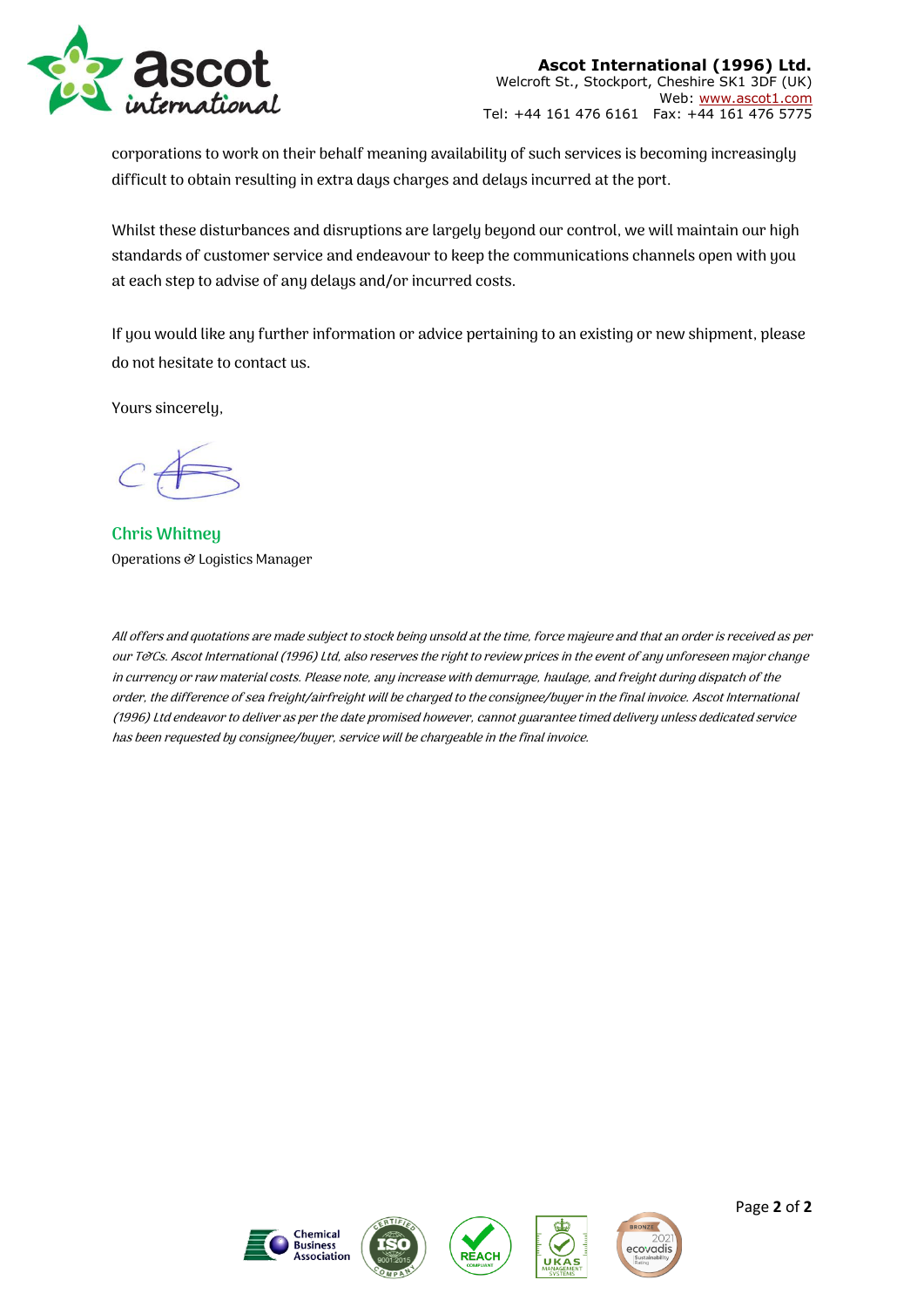**Ascot International (1996) Ltd.**
Welcroft St., Stockport, Cheshire SK1 3DF (UK)
Web: www.ascot1.com
Tel: +44 161 476 6161 Fax: +44 161 476 5775

corporations to work on their behalf meaning availability of such services is becoming increasingly difficult to obtain resulting in extra days charges and delays incurred at the port.

Whilst these disturbances and disruptions are largely beyond our control, we will maintain our high standards of customer service and endeavour to keep the communications channels open with you at each step to advise of any delays and/or incurred costs.

If you would like any further information or advice pertaining to an existing or new shipment, please do not hesitate to contact us.

Yours sincerely,

Chris Whitney
Operations & Logistics Manager

*All offers and quotations are made subject to stock being unsold at the time, force majeure and that an order is received as per our T&Cs. Ascot International (1996) Ltd, also reserves the right to review prices in the event of any unforeseen major change in currency or raw material costs. Please note, any increase with demurrage, haulage, and freight during dispatch of the order, the difference of sea freight/airfreight will be charged to the consignee/buyer in the final invoice. Ascot International (1996) Ltd endeavor to deliver as per the date promised however, cannot guarantee timed delivery unless dedicated service has been requested by consignee/buyer, service will be chargeable in the final invoice.*